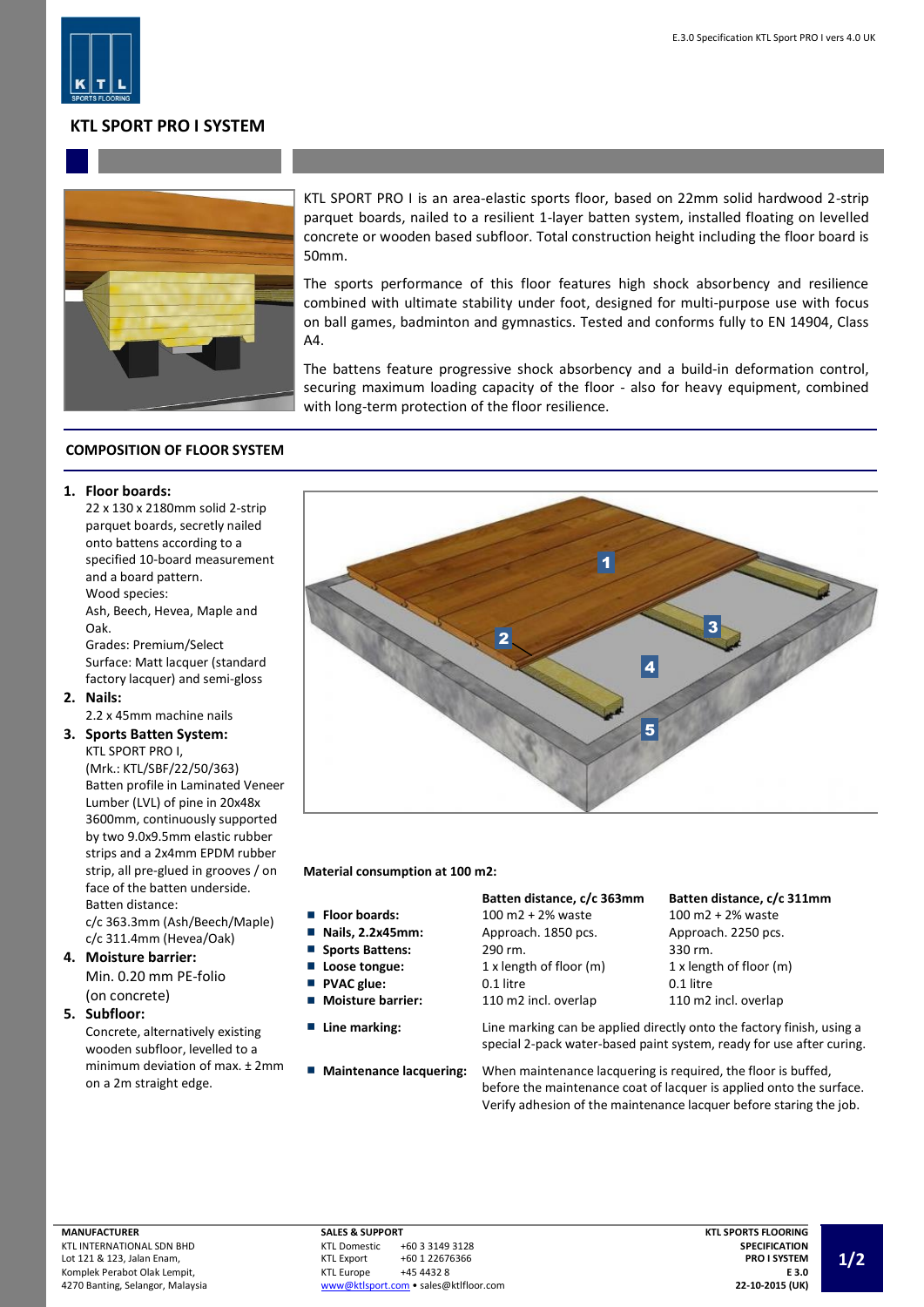# KTL SPORT PRO I SYSTEM

KTL SPORT PRO I is an area-elastic sports floor, based on 22mm solid hardwood 2-strip parquet boards, nailed to a resilient 1-layer batten system, installed floating on levelled concrete or wooden based subfloor. Total construction height including the floor board is 50mm.

The sports performance of this floor features high shock absorbency and resilience combined with ultimate stability under foot, designed for multi-purpose use with focus on ball games, badminton and gymnastics. Tested and conforms fully to EN 14904, Class A4.

The battens feature progressive shock absorbency and a build-in deformation control, securing maximum loading capacity of the floor - also for heavy equipment, combined with long-term protection of the floor resilience.

## COMPOSITION OF FLOOR SYSTEM

1. **Floor boards:**
   22 x 130 x 2180mm solid 2-strip parquet boards, secretly nailed onto battens according to a specified 10-board measurement and a board pattern.
   Wood species:
   Ash, Beech, Hevea, Maple and Oak.
   Grades: Premium/Select
   Surface: Matt lacquer (standard factory lacquer) and semi-gloss
2. **Nails:**
   2.2 x 45mm machine nails
3. **Sports Batten System:**
   KTL SPORT PRO I,
   (Mrk.: KTL/SBF/22/50/363)
   Batten profile in Laminated Veneer Lumber (LVL) of pine in 20x48x 3600mm, continuously supported by two 9.0x9.5mm elastic rubber strips and a 2x4mm EPDM rubber strip, all pre-glued in grooves / on face of the batten underside.
   Batten distance:
   c/c 363.3mm (Ash/Beech/Maple)
   c/c 311.4mm (Hevea/Oak)
4. **Moisture barrier:**
   Min. 0.20 mm PE-folio
   (on concrete)
5. **Subfloor:**
   Concrete, alternatively existing wooden subfloor, levelled to a minimum deviation of max. ± 2mm on a 2m straight edge.

**Material consumption at 100 m2:**

| | Batten distance, c/c 363mm | Batten distance, c/c 311mm |
|---|---|---|
| **Floor boards:** | 100 m2 + 2% waste | 100 m2 + 2% waste |
| **Nails, 2.2x45mm:** | Approach. 1850 pcs. | Approach. 2250 pcs. |
| **Sports Battens:** | 290 rm. | 330 rm. |
| **Loose tongue:** | 1 x length of floor (m) | 1 x length of floor (m) |
| **PVAC glue:** | 0.1 litre | 0.1 litre |
| **Moisture barrier:** | 110 m2 incl. overlap | 110 m2 incl. overlap |

- **Line marking:** Line marking can be applied directly onto the factory finish, using a special 2-pack water-based paint system, ready for use after curing.
- **Maintenance lacquering:** When maintenance lacquering is required, the floor is buffed, before the maintenance coat of lacquer is applied onto the surface. Verify adhesion of the maintenance lacquer before staring the job.

**MANUFACTURER**
KTL INTERNATIONAL SDN BHD
Lot 121 & 123, Jalan Enam,
Komplek Perabot Olak Lempit,
4270 Banting, Selangor, Malaysia

**SALES & SUPPORT**
KTL Domestic +60 3 3149 3128
KTL Export +60 1 22676366
KTL Europe +45 4432 8
www@ktlsport.com • sales@ktlfloor.com

**KTL SPORTS FLOORING**
**SPECIFICATION**
**PRO I SYSTEM**
**E 3.0**
**22-10-2015 (UK)**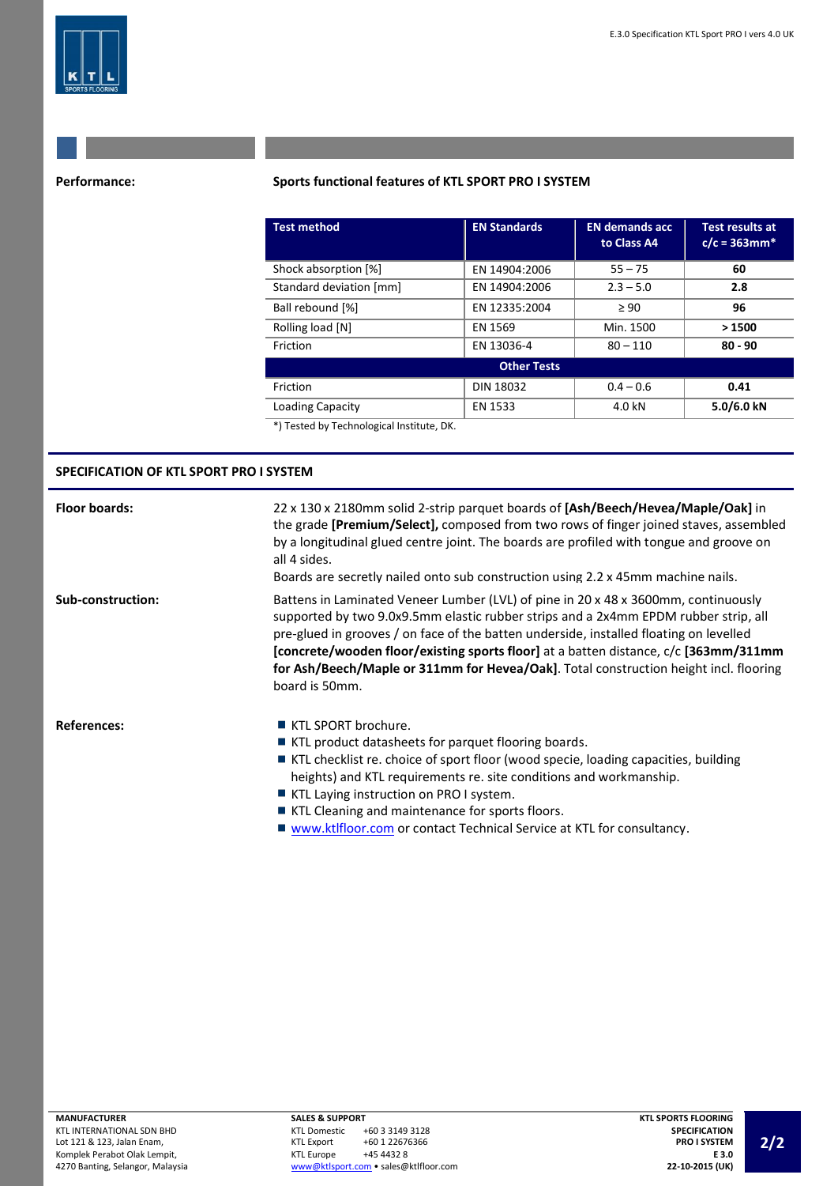**Performance:**

**Sports functional features of KTL SPORT PRO I SYSTEM**

| Test method | EN Standards | EN demands acc to Class A4 | Test results at c/c = 363mm* |
|---|---|---|---|
| Shock absorption [%] | EN 14904:2006 | 55 – 75 | **60** |
| Standard deviation [mm] | EN 14904:2006 | 2.3 – 5.0 | **2.8** |
| Ball rebound [%] | EN 12335:2004 | ≥ 90 | **96** |
| Rolling load [N] | EN 1569 | Min. 1500 | **> 1500** |
| Friction | EN 13036-4 | 80 – 110 | **80 - 90** |
| **Other Tests** | | | |
| Friction | DIN 18032 | 0.4 – 0.6 | **0.41** |
| Loading Capacity | EN 1533 | 4.0 kN | **5.0/6.0 kN** |

*) Tested by Technological Institute, DK.

## SPECIFICATION OF KTL SPORT PRO I SYSTEM

**Floor boards:**

22 x 130 x 2180mm solid 2-strip parquet boards of **[Ash/Beech/Hevea/Maple/Oak]** in the grade **[Premium/Select],** composed from two rows of finger joined staves, assembled by a longitudinal glued centre joint. The boards are profiled with tongue and groove on all 4 sides.
Boards are secretly nailed onto sub construction using 2.2 x 45mm machine nails.

**Sub-construction:**

Battens in Laminated Veneer Lumber (LVL) of pine in 20 x 48 x 3600mm, continuously supported by two 9.0x9.5mm elastic rubber strips and a 2x4mm EPDM rubber strip, all pre-glued in grooves / on face of the batten underside, installed floating on levelled **[concrete/wooden floor/existing sports floor]** at a batten distance, c/c **[363mm/311mm for Ash/Beech/Maple or 311mm for Hevea/Oak]**. Total construction height incl. flooring board is 50mm.

**References:**

- KTL SPORT brochure.
- KTL product datasheets for parquet flooring boards.
- KTL checklist re. choice of sport floor (wood specie, loading capacities, building heights) and KTL requirements re. site conditions and workmanship.
- KTL Laying instruction on PRO I system.
- KTL Cleaning and maintenance for sports floors.
- www.ktlfloor.com or contact Technical Service at KTL for consultancy.

**MANUFACTURER**
KTL INTERNATIONAL SDN BHD
Lot 121 & 123, Jalan Enam,
Komplek Perabot Olak Lempit,
4270 Banting, Selangor, Malaysia

**SALES & SUPPORT**
KTL Domestic +60 3 3149 3128
KTL Export +60 1 22676366
KTL Europe +45 4432 8
www@ktlsport.com • sales@ktlfloor.com

**KTL SPORTS FLOORING**
**SPECIFICATION**
**PRO I SYSTEM**
**E 3.0**
**22-10-2015 (UK)**